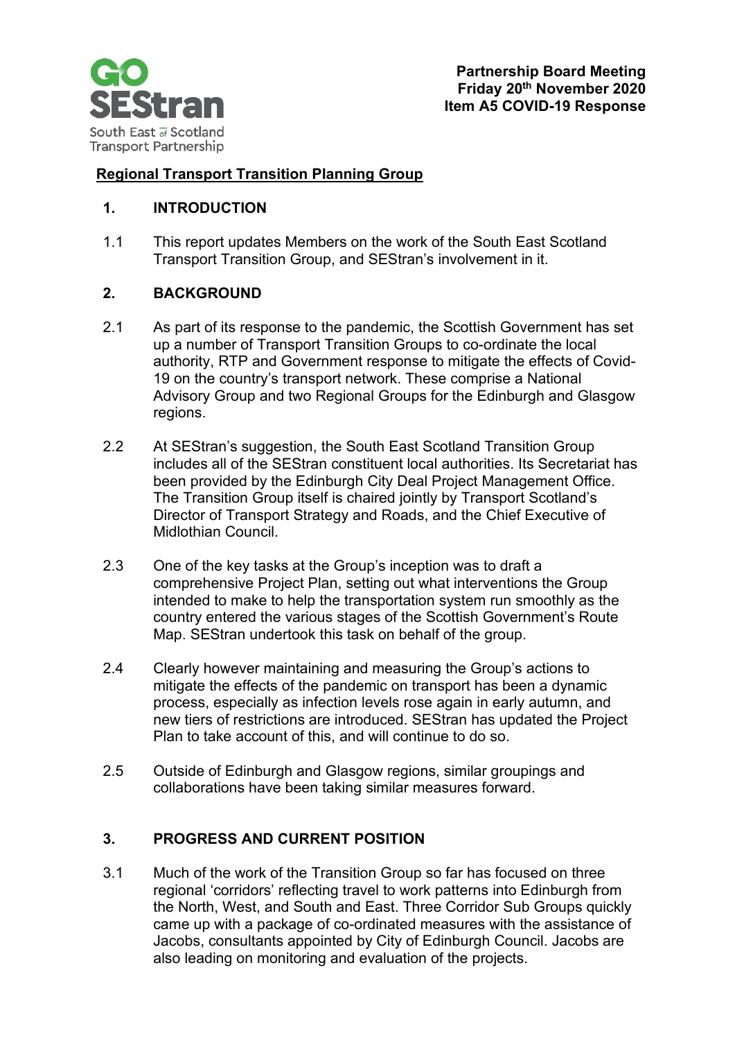**Partnership Board Meeting**
**Friday 20th November 2020**
**Item A5 COVID-19 Response**

## Regional Transport Transition Planning Group

### 1. INTRODUCTION

1.1 This report updates Members on the work of the South East Scotland Transport Transition Group, and SEStran's involvement in it.

### 2. BACKGROUND

2.1 As part of its response to the pandemic, the Scottish Government has set up a number of Transport Transition Groups to co-ordinate the local authority, RTP and Government response to mitigate the effects of Covid-19 on the country's transport network. These comprise a National Advisory Group and two Regional Groups for the Edinburgh and Glasgow regions.

2.2 At SEStran's suggestion, the South East Scotland Transition Group includes all of the SEStran constituent local authorities. Its Secretariat has been provided by the Edinburgh City Deal Project Management Office. The Transition Group itself is chaired jointly by Transport Scotland's Director of Transport Strategy and Roads, and the Chief Executive of Midlothian Council.

2.3 One of the key tasks at the Group's inception was to draft a comprehensive Project Plan, setting out what interventions the Group intended to make to help the transportation system run smoothly as the country entered the various stages of the Scottish Government's Route Map. SEStran undertook this task on behalf of the group.

2.4 Clearly however maintaining and measuring the Group's actions to mitigate the effects of the pandemic on transport has been a dynamic process, especially as infection levels rose again in early autumn, and new tiers of restrictions are introduced. SEStran has updated the Project Plan to take account of this, and will continue to do so.

2.5 Outside of Edinburgh and Glasgow regions, similar groupings and collaborations have been taking similar measures forward.

### 3. PROGRESS AND CURRENT POSITION

3.1 Much of the work of the Transition Group so far has focused on three regional 'corridors' reflecting travel to work patterns into Edinburgh from the North, West, and South and East. Three Corridor Sub Groups quickly came up with a package of co-ordinated measures with the assistance of Jacobs, consultants appointed by City of Edinburgh Council. Jacobs are also leading on monitoring and evaluation of the projects.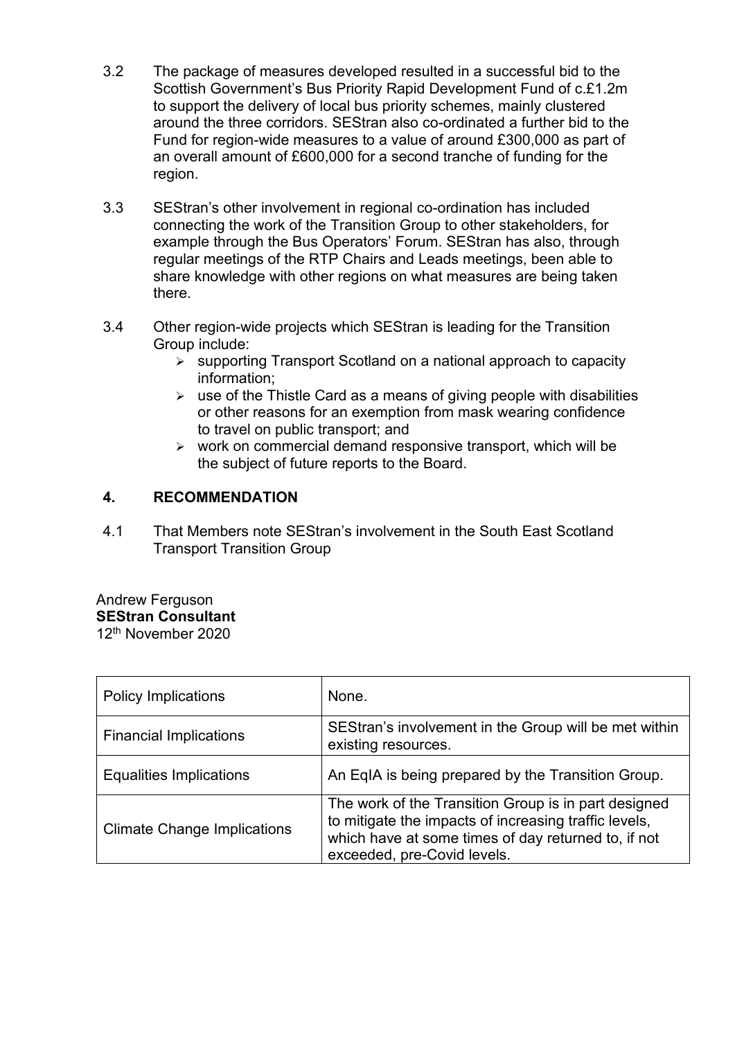3.2 The package of measures developed resulted in a successful bid to the Scottish Government's Bus Priority Rapid Development Fund of c.£1.2m to support the delivery of local bus priority schemes, mainly clustered around the three corridors. SEStran also co-ordinated a further bid to the Fund for region-wide measures to a value of around £300,000 as part of an overall amount of £600,000 for a second tranche of funding for the region.

3.3 SEStran's other involvement in regional co-ordination has included connecting the work of the Transition Group to other stakeholders, for example through the Bus Operators' Forum. SEStran has also, through regular meetings of the RTP Chairs and Leads meetings, been able to share knowledge with other regions on what measures are being taken there.

3.4 Other region-wide projects which SEStran is leading for the Transition Group include:

- supporting Transport Scotland on a national approach to capacity information;
- use of the Thistle Card as a means of giving people with disabilities or other reasons for an exemption from mask wearing confidence to travel on public transport; and
- work on commercial demand responsive transport, which will be the subject of future reports to the Board.

## 4. RECOMMENDATION

4.1 That Members note SEStran's involvement in the South East Scotland Transport Transition Group

Andrew Ferguson
**SEStran Consultant**
12th November 2020

| | |
|---|---|
| Policy Implications | None. |
| Financial Implications | SEStran's involvement in the Group will be met within existing resources. |
| Equalities Implications | An EqIA is being prepared by the Transition Group. |
| Climate Change Implications | The work of the Transition Group is in part designed to mitigate the impacts of increasing traffic levels, which have at some times of day returned to, if not exceeded, pre-Covid levels. |